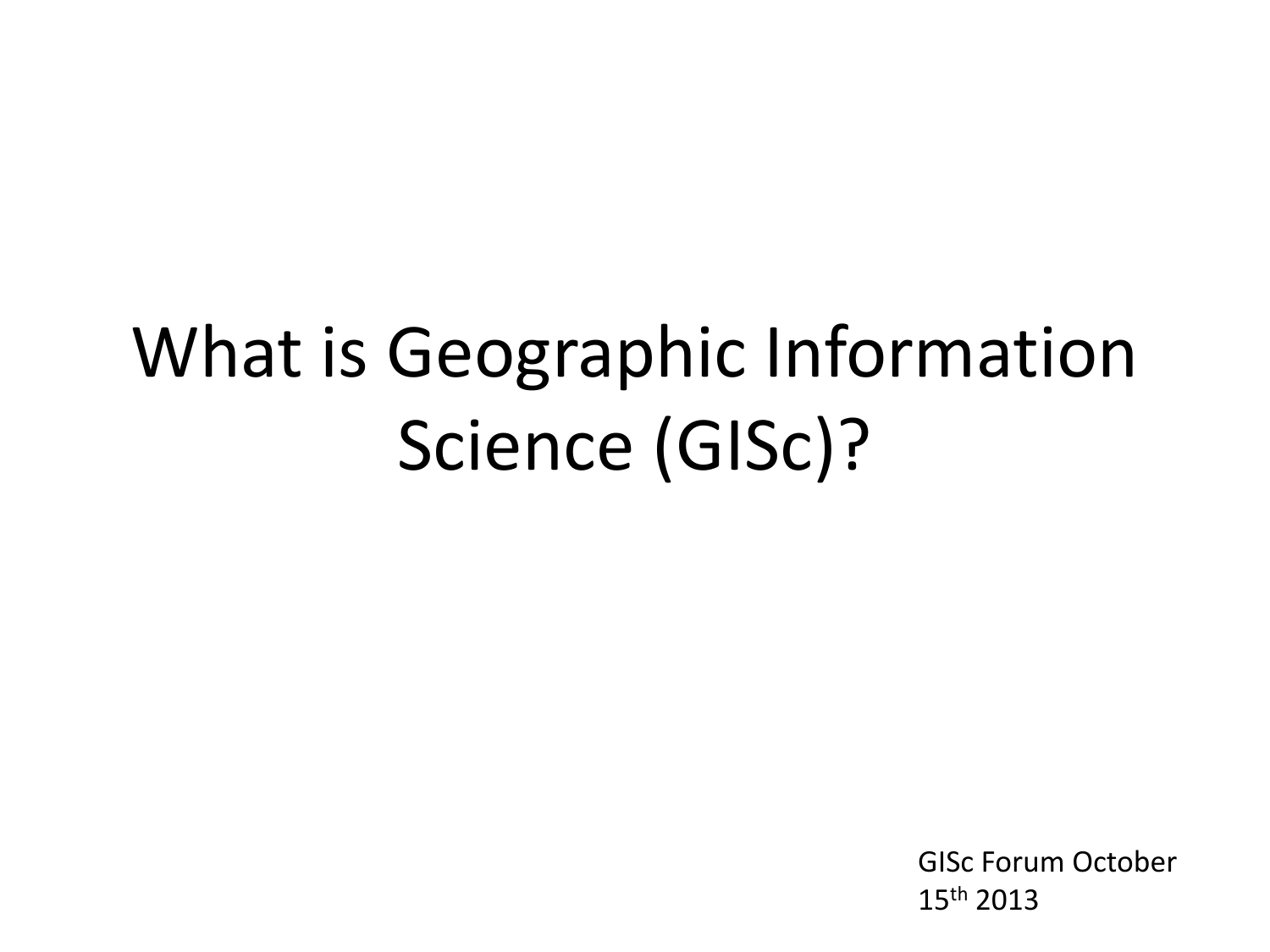# What is Geographic Information Science (GISc)?

GISc Forum October 15th 2013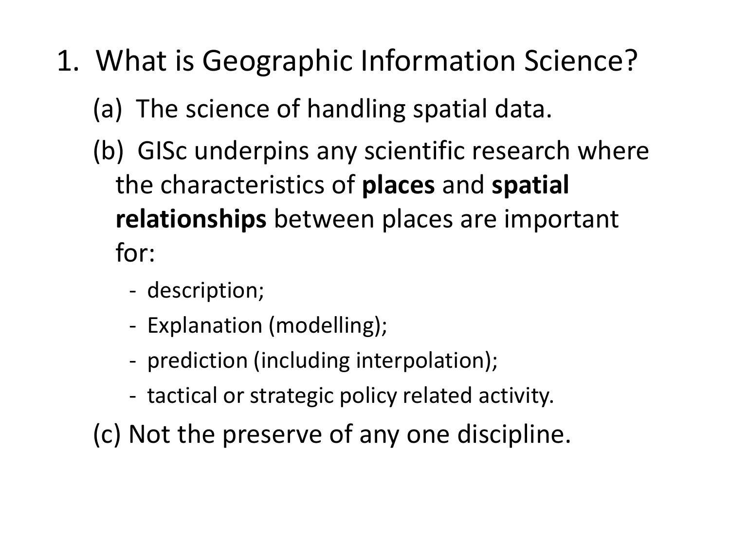# 1. What is Geographic Information Science?

(a) The science of handling spatial data.

(b) GISc underpins any scientific research where the characteristics of **places** and **spatial relationships** between places are important for:

- description;
- Explanation (modelling);
- prediction (including interpolation);
- tactical or strategic policy related activity.

(c) Not the preserve of any one discipline.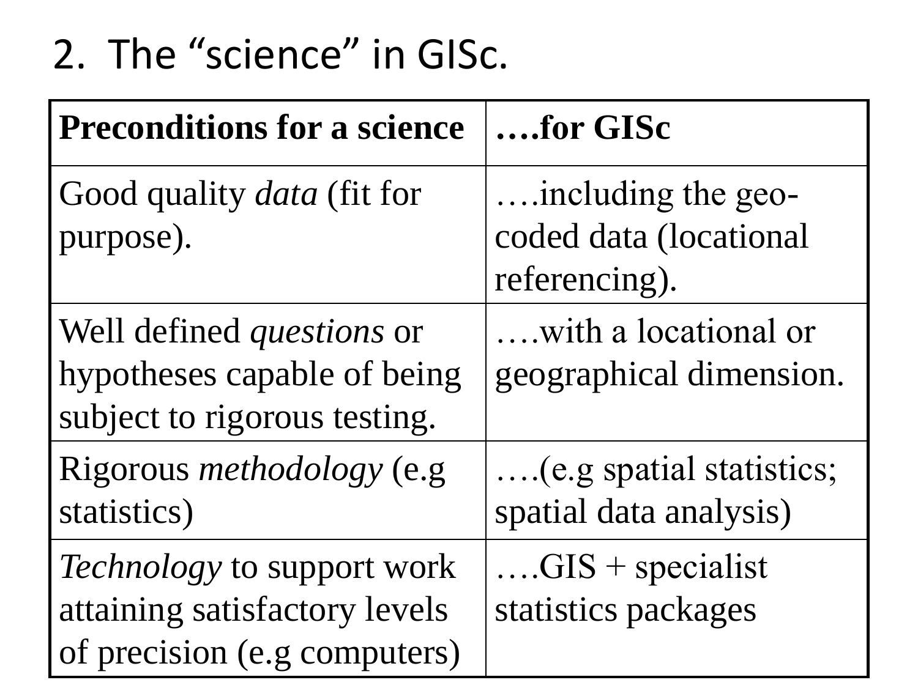## 2. The "science" in GISc.

| **Preconditions for a science** | **….for GISc** |
|---|---|
| Good quality *data* (fit for purpose). | ….including the geo-coded data (locational referencing). |
| Well defined *questions* or hypotheses capable of being subject to rigorous testing. | ….with a locational or geographical dimension. |
| Rigorous *methodology* (e.g statistics) | ….(e.g spatial statistics; spatial data analysis) |
| *Technology* to support work attaining satisfactory levels of precision (e.g computers) | ….GIS + specialist statistics packages |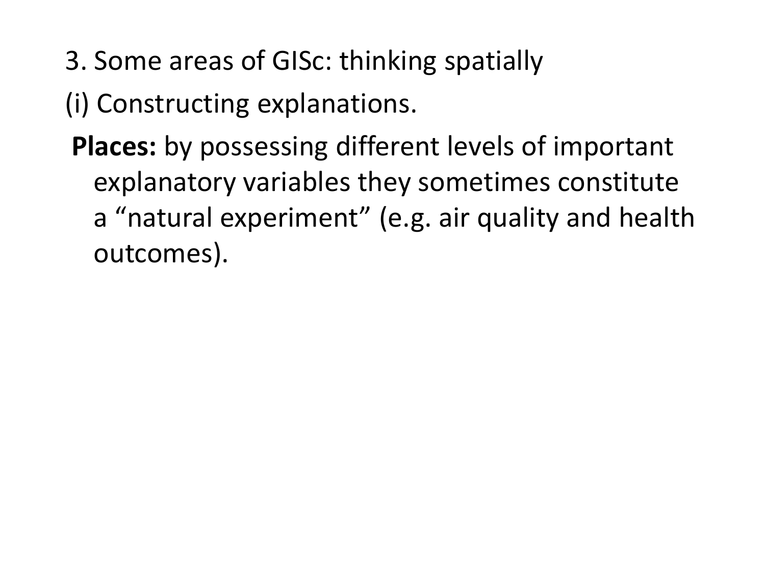3. Some areas of GISc: thinking spatially

(i) Constructing explanations.

**Places:** by possessing different levels of important explanatory variables they sometimes constitute a "natural experiment" (e.g. air quality and health outcomes).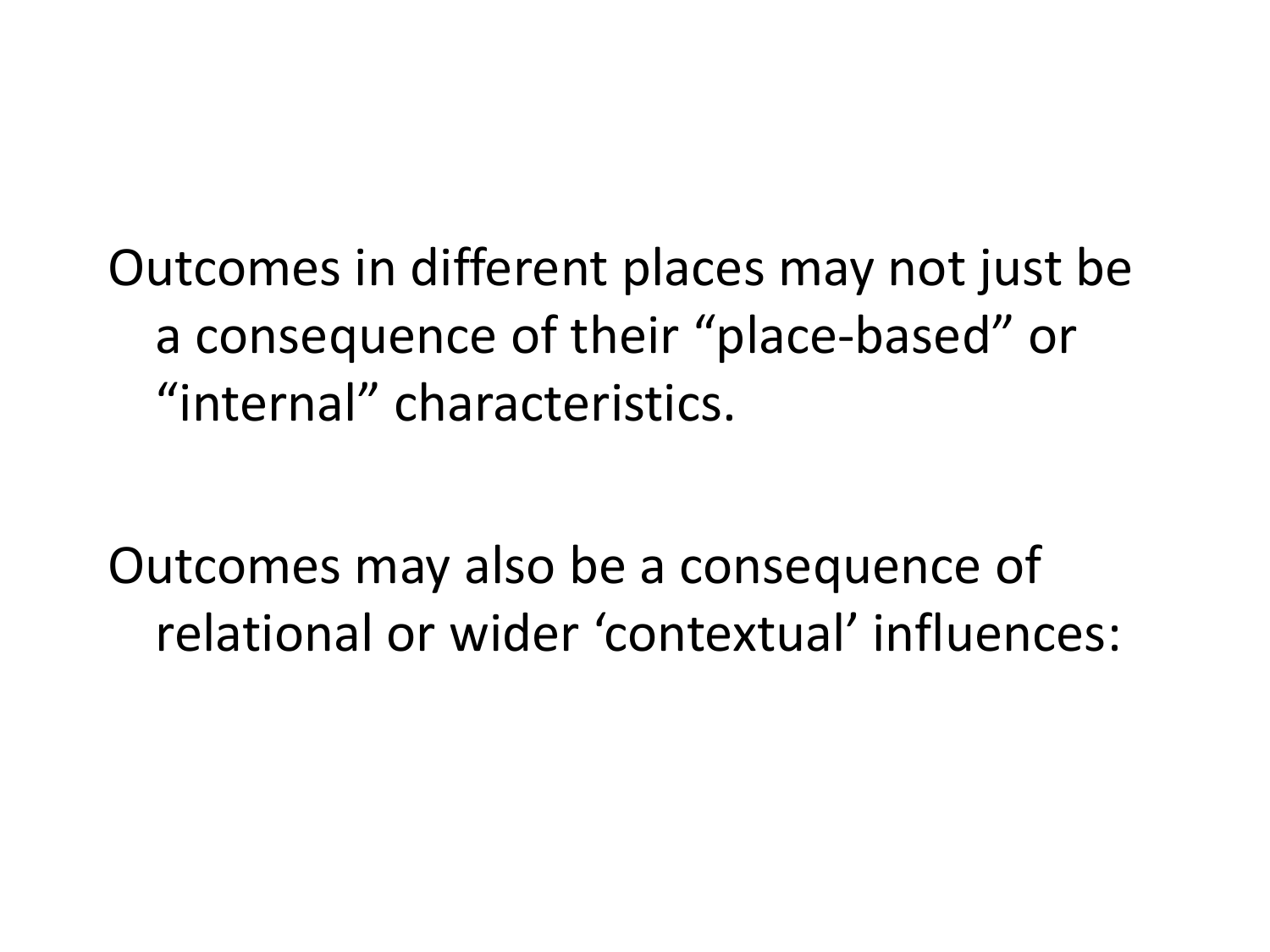Outcomes in different places may not just be a consequence of their “place-based” or “internal” characteristics.

Outcomes may also be a consequence of relational or wider ‘contextual’ influences: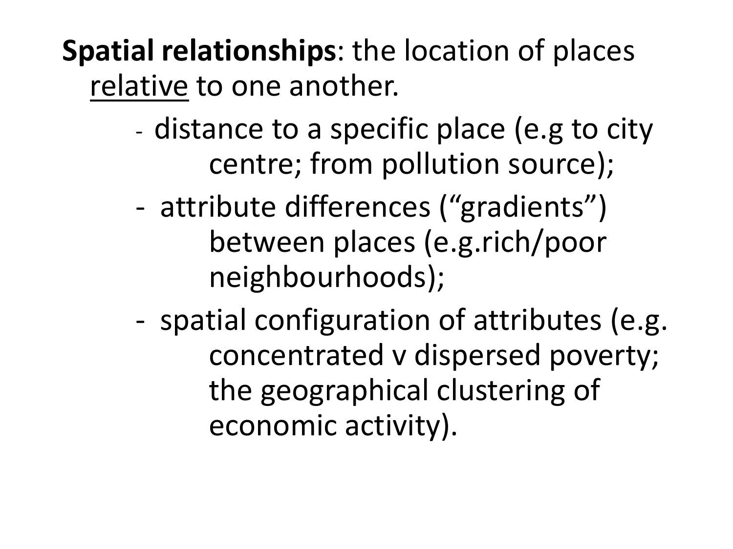**Spatial relationships**: the location of places <u>relative</u> to one another.

- distance to a specific place (e.g to city centre; from pollution source);
- attribute differences ("gradients") between places (e.g.rich/poor neighbourhoods);
- spatial configuration of attributes (e.g. concentrated v dispersed poverty; the geographical clustering of economic activity).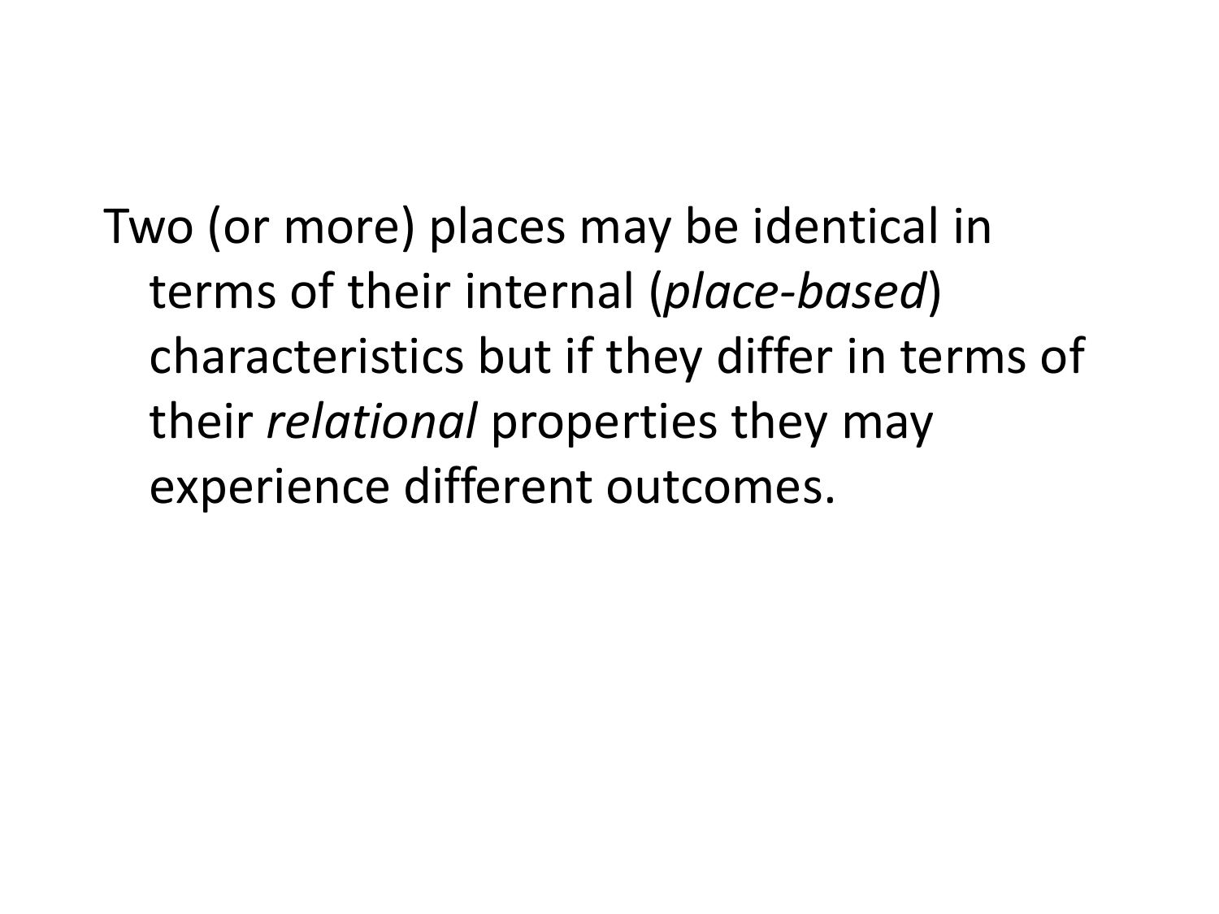Two (or more) places may be identical in terms of their internal (*place-based*) characteristics but if they differ in terms of their *relational* properties they may experience different outcomes.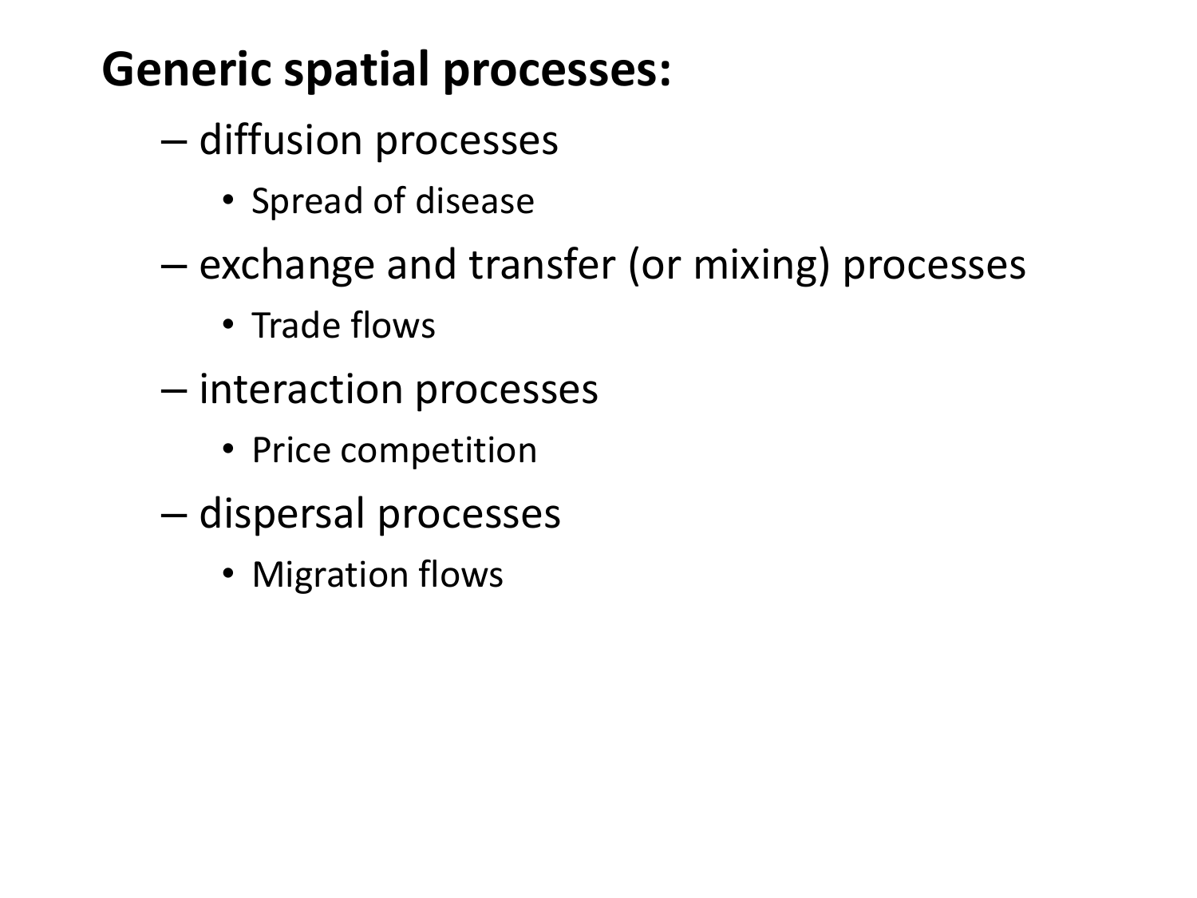# Generic spatial processes:

- diffusion processes
  - Spread of disease
- exchange and transfer (or mixing) processes
  - Trade flows
- interaction processes
  - Price competition
- dispersal processes
  - Migration flows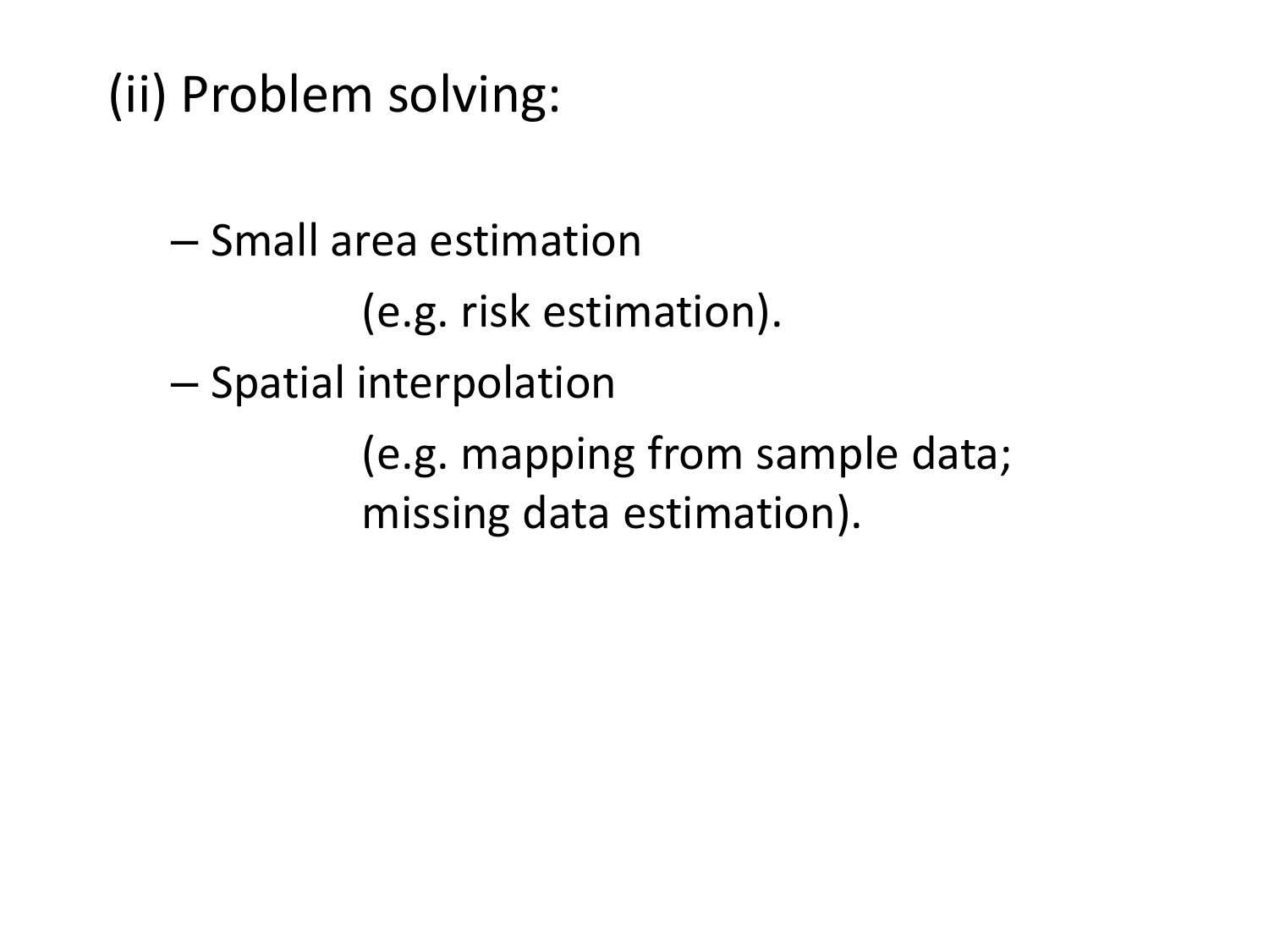# (ii) Problem solving:

- Small area estimation

  (e.g. risk estimation).

- Spatial interpolation

  (e.g. mapping from sample data; missing data estimation).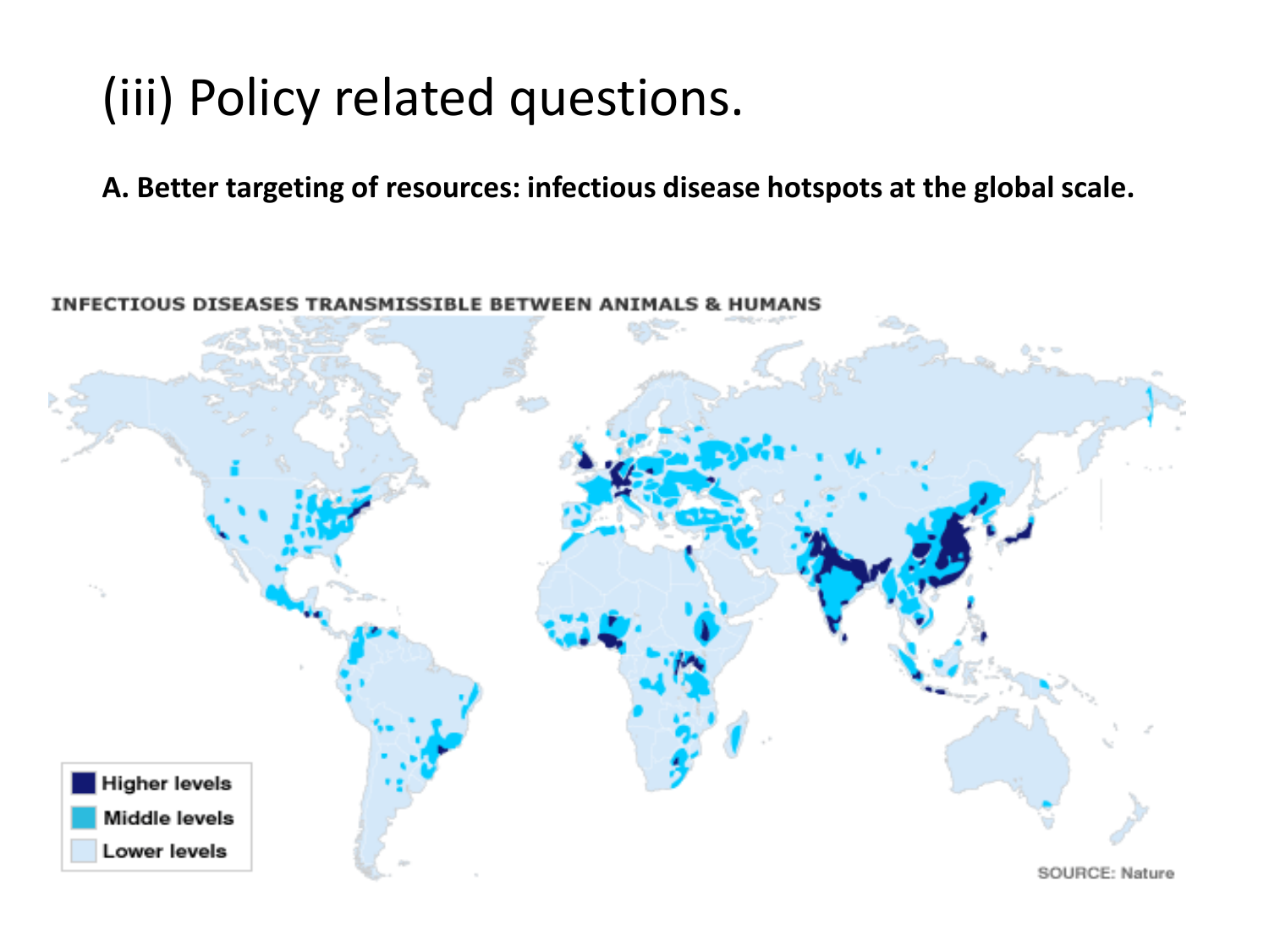# (iii) Policy related questions.

**A. Better targeting of resources: infectious disease hotspots at the global scale.**

INFECTIOUS DISEASES TRANSMISSIBLE BETWEEN ANIMALS & HUMANS

Higher levels

Middle levels

Lower levels

SOURCE: Nature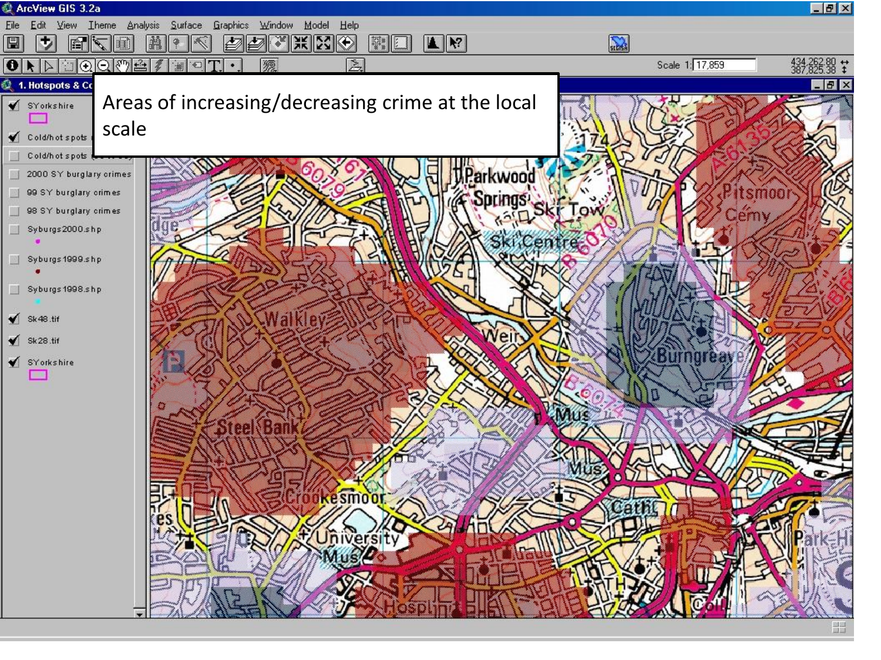Areas of increasing/decreasing crime at the local scale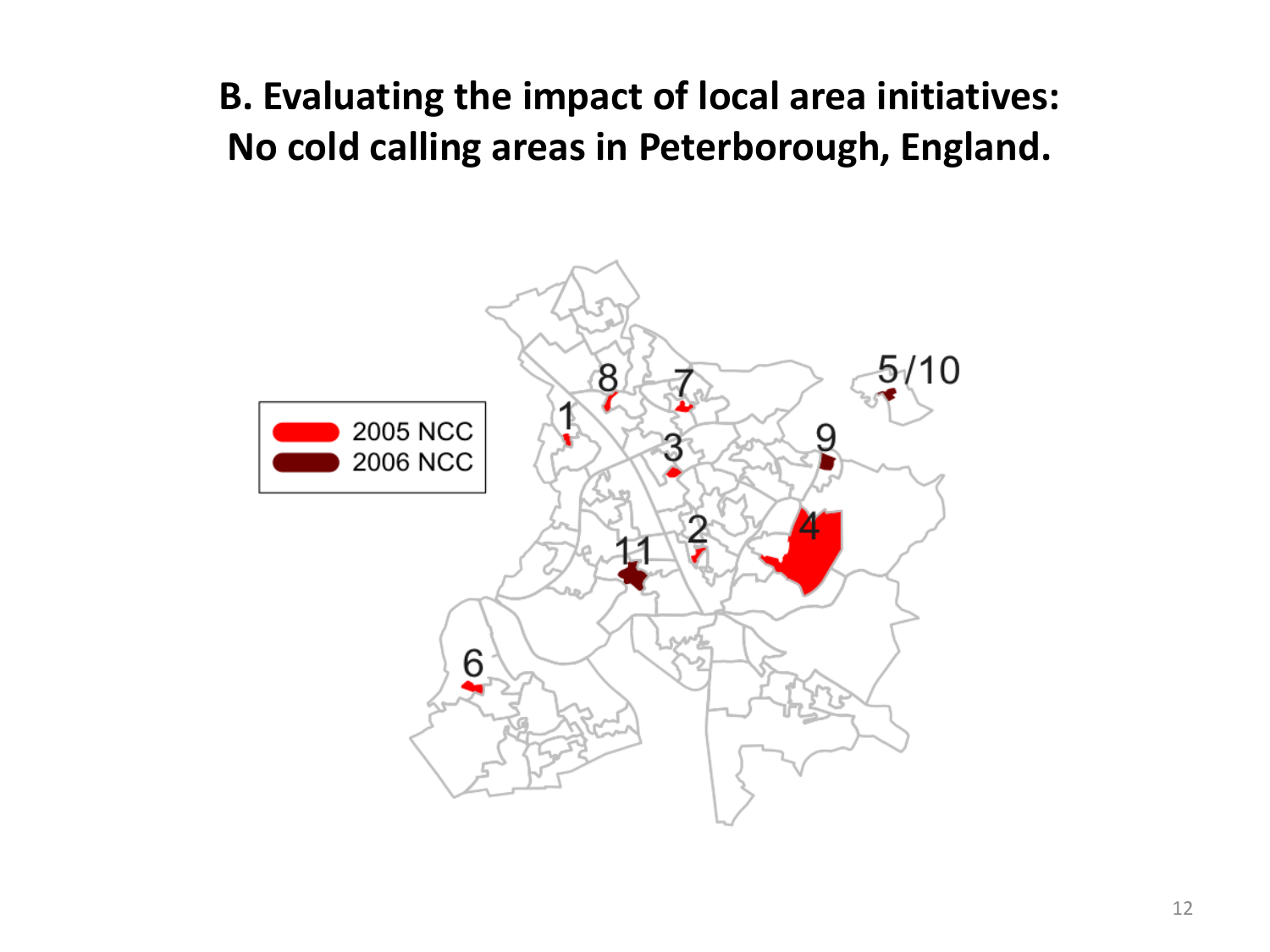## B. Evaluating the impact of local area initiatives: No cold calling areas in Peterborough, England.

2005 NCC

2006 NCC

1

2

3

4

5/10

6

7

8

9

11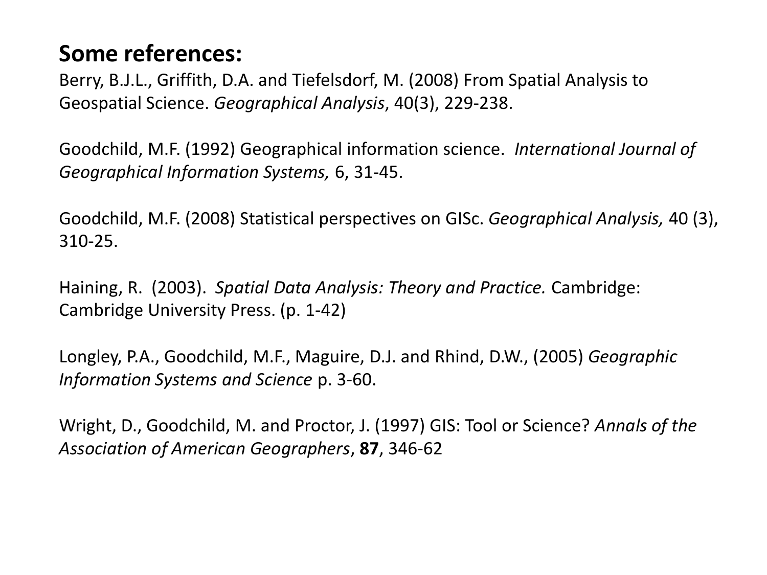## Some references:

Berry, B.J.L., Griffith, D.A. and Tiefelsdorf, M. (2008) From Spatial Analysis to Geospatial Science. *Geographical Analysis*, 40(3), 229-238.

Goodchild, M.F. (1992) Geographical information science. *International Journal of Geographical Information Systems,* 6, 31-45.

Goodchild, M.F. (2008) Statistical perspectives on GISc. *Geographical Analysis,* 40 (3), 310-25.

Haining, R. (2003). *Spatial Data Analysis: Theory and Practice.* Cambridge: Cambridge University Press. (p. 1-42)

Longley, P.A., Goodchild, M.F., Maguire, D.J. and Rhind, D.W., (2005) *Geographic Information Systems and Science* p. 3-60.

Wright, D., Goodchild, M. and Proctor, J. (1997) GIS: Tool or Science? *Annals of the Association of American Geographers*, **87**, 346-62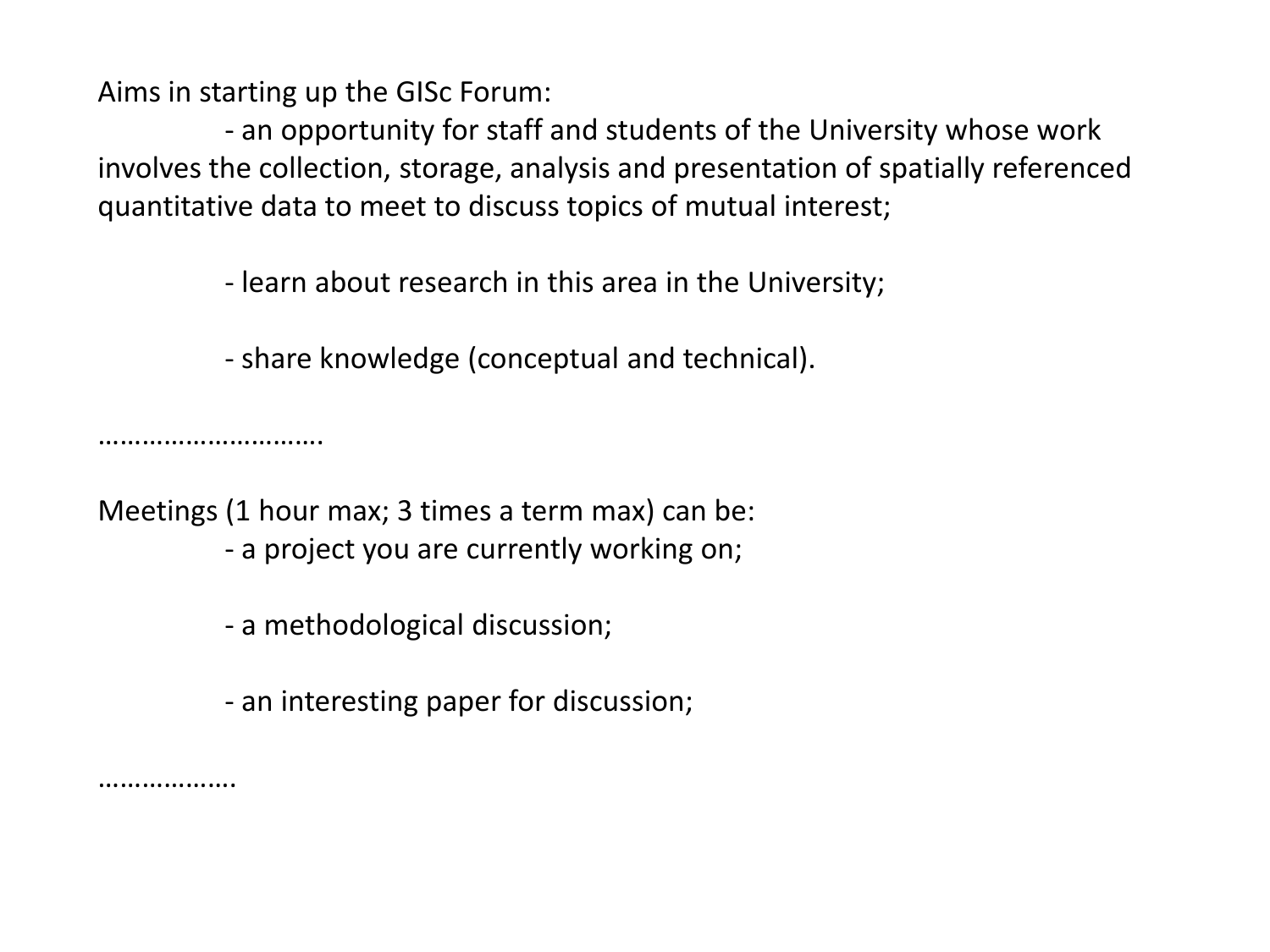Aims in starting up the GISc Forum:

- an opportunity for staff and students of the University whose work involves the collection, storage, analysis and presentation of spatially referenced quantitative data to meet to discuss topics of mutual interest;

- learn about research in this area in the University;

- share knowledge (conceptual and technical).

………………………….

Meetings (1 hour max; 3 times a term max) can be:

- a project you are currently working on;

- a methodological discussion;

- an interesting paper for discussion;

……………….